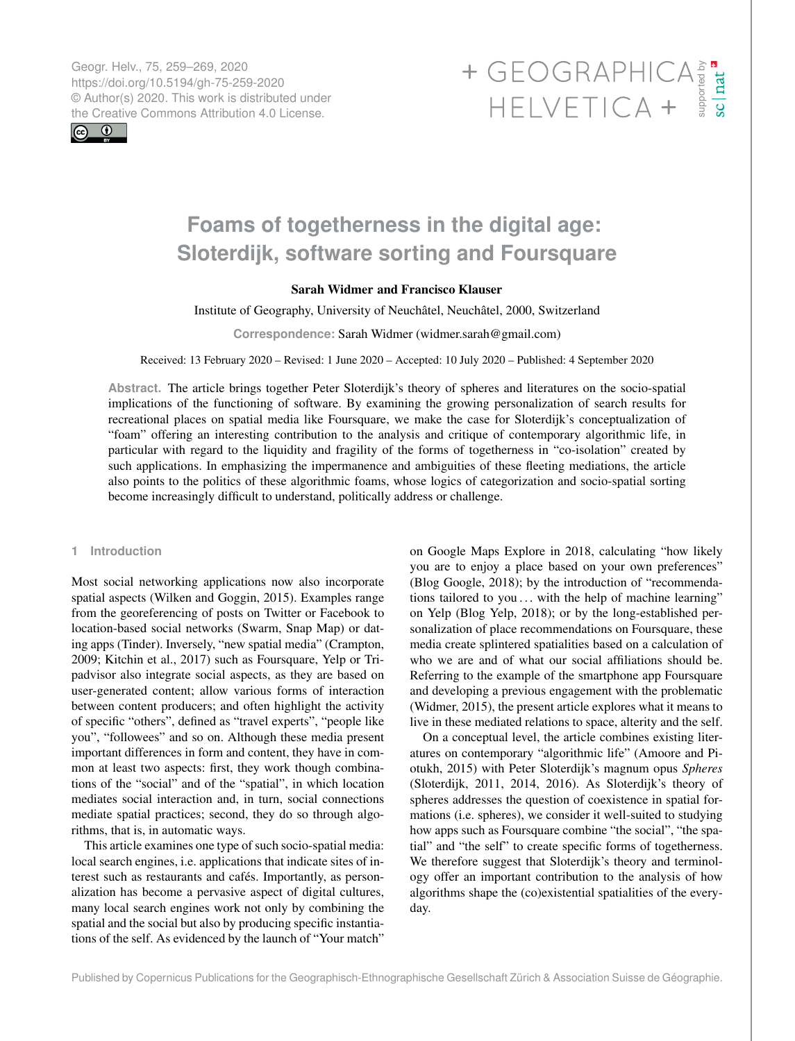# Foams of togetherness in the digital age: Sloterdijk, software sorting and Foursquare

**Sarah Widmer and Francisco Klauser**

Institute of Geography, University of Neuchâtel, Neuchâtel, 2000, Switzerland

**Correspondence:** Sarah Widmer (widmer.sarah@gmail.com)

Received: 13 February 2020 – Revised: 1 June 2020 – Accepted: 10 July 2020 – Published: 4 September 2020

**Abstract.** The article brings together Peter Sloterdijk's theory of spheres and literatures on the socio-spatial implications of the functioning of software. By examining the growing personalization of search results for recreational places on spatial media like Foursquare, we make the case for Sloterdijk's conceptualization of "foam" offering an interesting contribution to the analysis and critique of contemporary algorithmic life, in particular with regard to the liquidity and fragility of the forms of togetherness in "co-isolation" created by such applications. In emphasizing the impermanence and ambiguities of these fleeting mediations, the article also points to the politics of these algorithmic foams, whose logics of categorization and socio-spatial sorting become increasingly difficult to understand, politically address or challenge.

## 1 Introduction

Most social networking applications now also incorporate spatial aspects (Wilken and Goggin, 2015). Examples range from the georeferencing of posts on Twitter or Facebook to location-based social networks (Swarm, Snap Map) or dating apps (Tinder). Inversely, "new spatial media" (Crampton, 2009; Kitchin et al., 2017) such as Foursquare, Yelp or Tripadvisor also integrate social aspects, as they are based on user-generated content; allow various forms of interaction between content producers; and often highlight the activity of specific "others", defined as "travel experts", "people like you", "followees" and so on. Although these media present important differences in form and content, they have in common at least two aspects: first, they work though combinations of the "social" and of the "spatial", in which location mediates social interaction and, in turn, social connections mediate spatial practices; second, they do so through algorithms, that is, in automatic ways.

This article examines one type of such socio-spatial media: local search engines, i.e. applications that indicate sites of interest such as restaurants and cafés. Importantly, as personalization has become a pervasive aspect of digital cultures, many local search engines work not only by combining the spatial and the social but also by producing specific instantiations of the self. As evidenced by the launch of "Your match" on Google Maps Explore in 2018, calculating "how likely you are to enjoy a place based on your own preferences" (Blog Google, 2018); by the introduction of "recommendations tailored to you ... with the help of machine learning" on Yelp (Blog Yelp, 2018); or by the long-established personalization of place recommendations on Foursquare, these media create splintered spatialities based on a calculation of who we are and of what our social affiliations should be. Referring to the example of the smartphone app Foursquare and developing a previous engagement with the problematic (Widmer, 2015), the present article explores what it means to live in these mediated relations to space, alterity and the self.

On a conceptual level, the article combines existing literatures on contemporary "algorithmic life" (Amoore and Piotukh, 2015) with Peter Sloterdijk's magnum opus *Spheres* (Sloterdijk, 2011, 2014, 2016). As Sloterdijk's theory of spheres addresses the question of coexistence in spatial formations (i.e. spheres), we consider it well-suited to studying how apps such as Foursquare combine "the social", "the spatial" and "the self" to create specific forms of togetherness. We therefore suggest that Sloterdijk's theory and terminology offer an important contribution to the analysis of how algorithms shape the (co)existential spatialities of the everyday.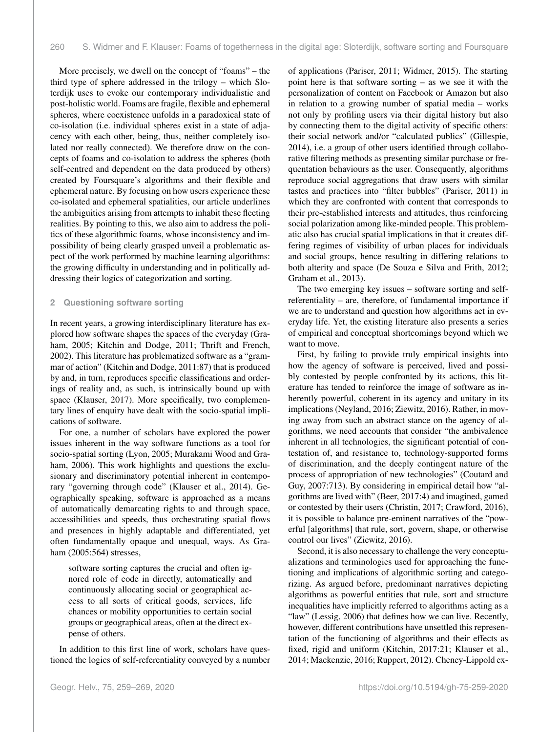More precisely, we dwell on the concept of "foams" – the third type of sphere addressed in the trilogy – which Sloterdijk uses to evoke our contemporary individualistic and post-holistic world. Foams are fragile, flexible and ephemeral spheres, where coexistence unfolds in a paradoxical state of co-isolation (i.e. individual spheres exist in a state of adjacency with each other, being, thus, neither completely isolated nor really connected). We therefore draw on the concepts of foams and co-isolation to address the spheres (both self-centred and dependent on the data produced by others) created by Foursquare's algorithms and their flexible and ephemeral nature. By focusing on how users experience these co-isolated and ephemeral spatialities, our article underlines the ambiguities arising from attempts to inhabit these fleeting realities. By pointing to this, we also aim to address the politics of these algorithmic foams, whose inconsistency and impossibility of being clearly grasped unveil a problematic aspect of the work performed by machine learning algorithms: the growing difficulty in understanding and in politically addressing their logics of categorization and sorting.

## 2 Questioning software sorting

In recent years, a growing interdisciplinary literature has explored how software shapes the spaces of the everyday (Graham, 2005; Kitchin and Dodge, 2011; Thrift and French, 2002). This literature has problematized software as a "grammar of action" (Kitchin and Dodge, 2011:87) that is produced by and, in turn, reproduces specific classifications and orderings of reality and, as such, is intrinsically bound up with space (Klauser, 2017). More specifically, two complementary lines of enquiry have dealt with the socio-spatial implications of software.

For one, a number of scholars have explored the power issues inherent in the way software functions as a tool for socio-spatial sorting (Lyon, 2005; Murakami Wood and Graham, 2006). This work highlights and questions the exclusionary and discriminatory potential inherent in contemporary "governing through code" (Klauser et al., 2014). Geographically speaking, software is approached as a means of automatically demarcating rights to and through space, accessibilities and speeds, thus orchestrating spatial flows and presences in highly adaptable and differentiated, yet often fundamentally opaque and unequal, ways. As Graham (2005:564) stresses,

> software sorting captures the crucial and often ignored role of code in directly, automatically and continuously allocating social or geographical access to all sorts of critical goods, services, life chances or mobility opportunities to certain social groups or geographical areas, often at the direct expense of others.

In addition to this first line of work, scholars have questioned the logics of self-referentiality conveyed by a number of applications (Pariser, 2011; Widmer, 2015). The starting point here is that software sorting – as we see it with the personalization of content on Facebook or Amazon but also in relation to a growing number of spatial media – works not only by profiling users via their digital history but also by connecting them to the digital activity of specific others: their social network and/or "calculated publics" (Gillespie, 2014), i.e. a group of other users identified through collaborative filtering methods as presenting similar purchase or frequentation behaviours as the user. Consequently, algorithms reproduce social aggregations that draw users with similar tastes and practices into "filter bubbles" (Pariser, 2011) in which they are confronted with content that corresponds to their pre-established interests and attitudes, thus reinforcing social polarization among like-minded people. This problematic also has crucial spatial implications in that it creates differing regimes of visibility of urban places for individuals and social groups, hence resulting in differing relations to both alterity and space (De Souza e Silva and Frith, 2012; Graham et al., 2013).

The two emerging key issues – software sorting and self-referentiality – are, therefore, of fundamental importance if we are to understand and question how algorithms act in everyday life. Yet, the existing literature also presents a series of empirical and conceptual shortcomings beyond which we want to move.

First, by failing to provide truly empirical insights into how the agency of software is perceived, lived and possibly contested by people confronted by its actions, this literature has tended to reinforce the image of software as inherently powerful, coherent in its agency and unitary in its implications (Neyland, 2016; Ziewitz, 2016). Rather, in moving away from such an abstract stance on the agency of algorithms, we need accounts that consider "the ambivalence inherent in all technologies, the significant potential of contestation of, and resistance to, technology-supported forms of discrimination, and the deeply contingent nature of the process of appropriation of new technologies" (Coutard and Guy, 2007:713). By considering in empirical detail how "algorithms are lived with" (Beer, 2017:4) and imagined, gamed or contested by their users (Christin, 2017; Crawford, 2016), it is possible to balance pre-eminent narratives of the "powerful [algorithms] that rule, sort, govern, shape, or otherwise control our lives" (Ziewitz, 2016).

Second, it is also necessary to challenge the very conceptualizations and terminologies used for approaching the functioning and implications of algorithmic sorting and categorizing. As argued before, predominant narratives depicting algorithms as powerful entities that rule, sort and structure inequalities have implicitly referred to algorithms acting as a "law" (Lessig, 2006) that defines how we can live. Recently, however, different contributions have unsettled this representation of the functioning of algorithms and their effects as fixed, rigid and uniform (Kitchin, 2017:21; Klauser et al., 2014; Mackenzie, 2016; Ruppert, 2012). Cheney-Lippold ex-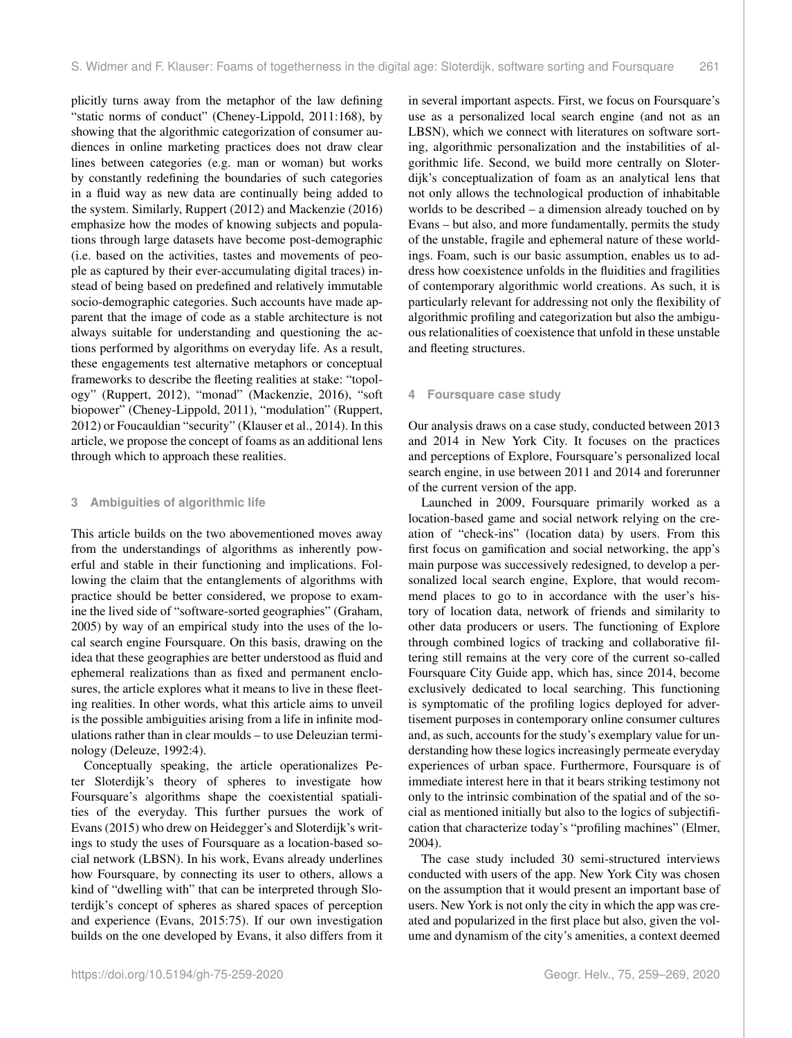plicitly turns away from the metaphor of the law defining "static norms of conduct" (Cheney-Lippold, 2011:168), by showing that the algorithmic categorization of consumer audiences in online marketing practices does not draw clear lines between categories (e.g. man or woman) but works by constantly redefining the boundaries of such categories in a fluid way as new data are continually being added to the system. Similarly, Ruppert (2012) and Mackenzie (2016) emphasize how the modes of knowing subjects and populations through large datasets have become post-demographic (i.e. based on the activities, tastes and movements of people as captured by their ever-accumulating digital traces) instead of being based on predefined and relatively immutable socio-demographic categories. Such accounts have made apparent that the image of code as a stable architecture is not always suitable for understanding and questioning the actions performed by algorithms on everyday life. As a result, these engagements test alternative metaphors or conceptual frameworks to describe the fleeting realities at stake: "topology" (Ruppert, 2012), "monad" (Mackenzie, 2016), "soft biopower" (Cheney-Lippold, 2011), "modulation" (Ruppert, 2012) or Foucauldian "security" (Klauser et al., 2014). In this article, we propose the concept of foams as an additional lens through which to approach these realities.

## 3 Ambiguities of algorithmic life

This article builds on the two abovementioned moves away from the understandings of algorithms as inherently powerful and stable in their functioning and implications. Following the claim that the entanglements of algorithms with practice should be better considered, we propose to examine the lived side of "software-sorted geographies" (Graham, 2005) by way of an empirical study into the uses of the local search engine Foursquare. On this basis, drawing on the idea that these geographies are better understood as fluid and ephemeral realizations than as fixed and permanent enclosures, the article explores what it means to live in these fleeting realities. In other words, what this article aims to unveil is the possible ambiguities arising from a life in infinite modulations rather than in clear moulds – to use Deleuzian terminology (Deleuze, 1992:4).

Conceptually speaking, the article operationalizes Peter Sloterdijk's theory of spheres to investigate how Foursquare's algorithms shape the coexistential spatialities of the everyday. This further pursues the work of Evans (2015) who drew on Heidegger's and Sloterdijk's writings to study the uses of Foursquare as a location-based social network (LBSN). In his work, Evans already underlines how Foursquare, by connecting its user to others, allows a kind of "dwelling with" that can be interpreted through Sloterdijk's concept of spheres as shared spaces of perception and experience (Evans, 2015:75). If our own investigation builds on the one developed by Evans, it also differs from it in several important aspects. First, we focus on Foursquare's use as a personalized local search engine (and not as an LBSN), which we connect with literatures on software sorting, algorithmic personalization and the instabilities of algorithmic life. Second, we build more centrally on Sloterdijk's conceptualization of foam as an analytical lens that not only allows the technological production of inhabitable worlds to be described – a dimension already touched on by Evans – but also, and more fundamentally, permits the study of the unstable, fragile and ephemeral nature of these worldings. Foam, such is our basic assumption, enables us to address how coexistence unfolds in the fluidities and fragilities of contemporary algorithmic world creations. As such, it is particularly relevant for addressing not only the flexibility of algorithmic profiling and categorization but also the ambiguous relationalities of coexistence that unfold in these unstable and fleeting structures.

## 4 Foursquare case study

Our analysis draws on a case study, conducted between 2013 and 2014 in New York City. It focuses on the practices and perceptions of Explore, Foursquare's personalized local search engine, in use between 2011 and 2014 and forerunner of the current version of the app.

Launched in 2009, Foursquare primarily worked as a location-based game and social network relying on the creation of "check-ins" (location data) by users. From this first focus on gamification and social networking, the app's main purpose was successively redesigned, to develop a personalized local search engine, Explore, that would recommend places to go to in accordance with the user's history of location data, network of friends and similarity to other data producers or users. The functioning of Explore through combined logics of tracking and collaborative filtering still remains at the very core of the current so-called Foursquare City Guide app, which has, since 2014, become exclusively dedicated to local searching. This functioning is symptomatic of the profiling logics deployed for advertisement purposes in contemporary online consumer cultures and, as such, accounts for the study's exemplary value for understanding how these logics increasingly permeate everyday experiences of urban space. Furthermore, Foursquare is of immediate interest here in that it bears striking testimony not only to the intrinsic combination of the spatial and of the social as mentioned initially but also to the logics of subjectification that characterize today's "profiling machines" (Elmer, 2004).

The case study included 30 semi-structured interviews conducted with users of the app. New York City was chosen on the assumption that it would present an important base of users. New York is not only the city in which the app was created and popularized in the first place but also, given the volume and dynamism of the city's amenities, a context deemed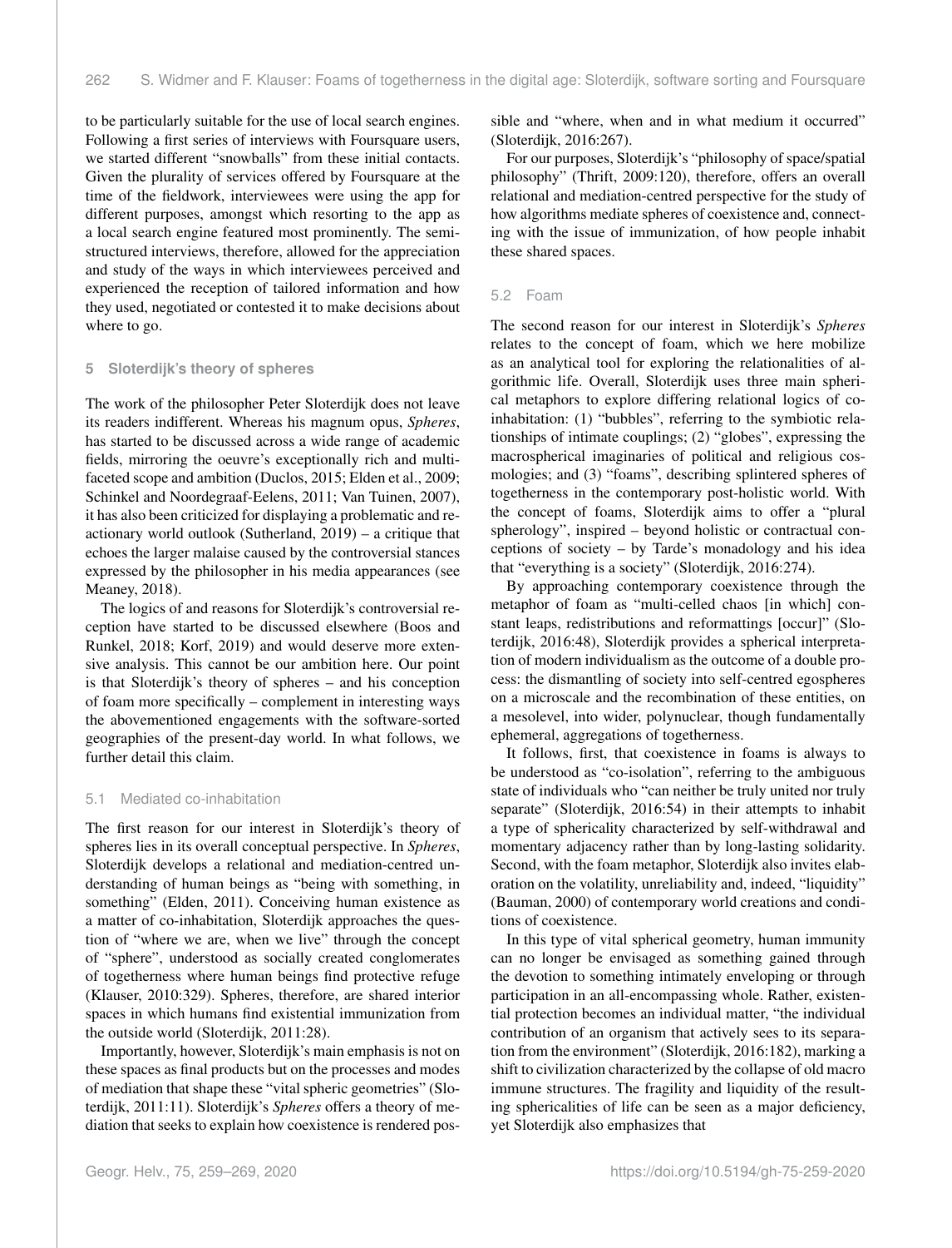to be particularly suitable for the use of local search engines. Following a first series of interviews with Foursquare users, we started different "snowballs" from these initial contacts. Given the plurality of services offered by Foursquare at the time of the fieldwork, interviewees were using the app for different purposes, amongst which resorting to the app as a local search engine featured most prominently. The semi-structured interviews, therefore, allowed for the appreciation and study of the ways in which interviewees perceived and experienced the reception of tailored information and how they used, negotiated or contested it to make decisions about where to go.

## 5 Sloterdijk's theory of spheres

The work of the philosopher Peter Sloterdijk does not leave its readers indifferent. Whereas his magnum opus, *Spheres*, has started to be discussed across a wide range of academic fields, mirroring the oeuvre's exceptionally rich and multi-faceted scope and ambition (Duclos, 2015; Elden et al., 2009; Schinkel and Noordegraaf-Eelens, 2011; Van Tuinen, 2007), it has also been criticized for displaying a problematic and reactionary world outlook (Sutherland, 2019) – a critique that echoes the larger malaise caused by the controversial stances expressed by the philosopher in his media appearances (see Meaney, 2018).

The logics of and reasons for Sloterdijk's controversial reception have started to be discussed elsewhere (Boos and Runkel, 2018; Korf, 2019) and would deserve more extensive analysis. This cannot be our ambition here. Our point is that Sloterdijk's theory of spheres – and his conception of foam more specifically – complement in interesting ways the abovementioned engagements with the software-sorted geographies of the present-day world. In what follows, we further detail this claim.

### 5.1 Mediated co-inhabitation

The first reason for our interest in Sloterdijk's theory of spheres lies in its overall conceptual perspective. In *Spheres*, Sloterdijk develops a relational and mediation-centred understanding of human beings as "being with something, in something" (Elden, 2011). Conceiving human existence as a matter of co-inhabitation, Sloterdijk approaches the question of "where we are, when we live" through the concept of "sphere", understood as socially created conglomerates of togetherness where human beings find protective refuge (Klauser, 2010:329). Spheres, therefore, are shared interior spaces in which humans find existential immunization from the outside world (Sloterdijk, 2011:28).

Importantly, however, Sloterdijk's main emphasis is not on these spaces as final products but on the processes and modes of mediation that shape these "vital spheric geometries" (Sloterdijk, 2011:11). Sloterdijk's *Spheres* offers a theory of mediation that seeks to explain how coexistence is rendered possible and "where, when and in what medium it occurred" (Sloterdijk, 2016:267).

For our purposes, Sloterdijk's "philosophy of space/spatial philosophy" (Thrift, 2009:120), therefore, offers an overall relational and mediation-centred perspective for the study of how algorithms mediate spheres of coexistence and, connecting with the issue of immunization, of how people inhabit these shared spaces.

### 5.2 Foam

The second reason for our interest in Sloterdijk's *Spheres* relates to the concept of foam, which we here mobilize as an analytical tool for exploring the relationalities of algorithmic life. Overall, Sloterdijk uses three main spherical metaphors to explore differing relational logics of co-inhabitation: (1) "bubbles", referring to the symbiotic relationships of intimate couplings; (2) "globes", expressing the macrospherical imaginaries of political and religious cosmologies; and (3) "foams", describing splintered spheres of togetherness in the contemporary post-holistic world. With the concept of foams, Sloterdijk aims to offer a "plural spherology", inspired – beyond holistic or contractual conceptions of society – by Tarde's monadology and his idea that "everything is a society" (Sloterdijk, 2016:274).

By approaching contemporary coexistence through the metaphor of foam as "multi-celled chaos [in which] constant leaps, redistributions and reformattings [occur]" (Sloterdijk, 2016:48), Sloterdijk provides a spherical interpretation of modern individualism as the outcome of a double process: the dismantling of society into self-centred egospheres on a microscale and the recombination of these entities, on a mesolevel, into wider, polynuclear, though fundamentally ephemeral, aggregations of togetherness.

It follows, first, that coexistence in foams is always to be understood as "co-isolation", referring to the ambiguous state of individuals who "can neither be truly united nor truly separate" (Sloterdijk, 2016:54) in their attempts to inhabit a type of sphericality characterized by self-withdrawal and momentary adjacency rather than by long-lasting solidarity. Second, with the foam metaphor, Sloterdijk also invites elaboration on the volatility, unreliability and, indeed, "liquidity" (Bauman, 2000) of contemporary world creations and conditions of coexistence.

In this type of vital spherical geometry, human immunity can no longer be envisaged as something gained through the devotion to something intimately enveloping or through participation in an all-encompassing whole. Rather, existential protection becomes an individual matter, "the individual contribution of an organism that actively sees to its separation from the environment" (Sloterdijk, 2016:182), marking a shift to civilization characterized by the collapse of old macro immune structures. The fragility and liquidity of the resulting sphericalities of life can be seen as a major deficiency, yet Sloterdijk also emphasizes that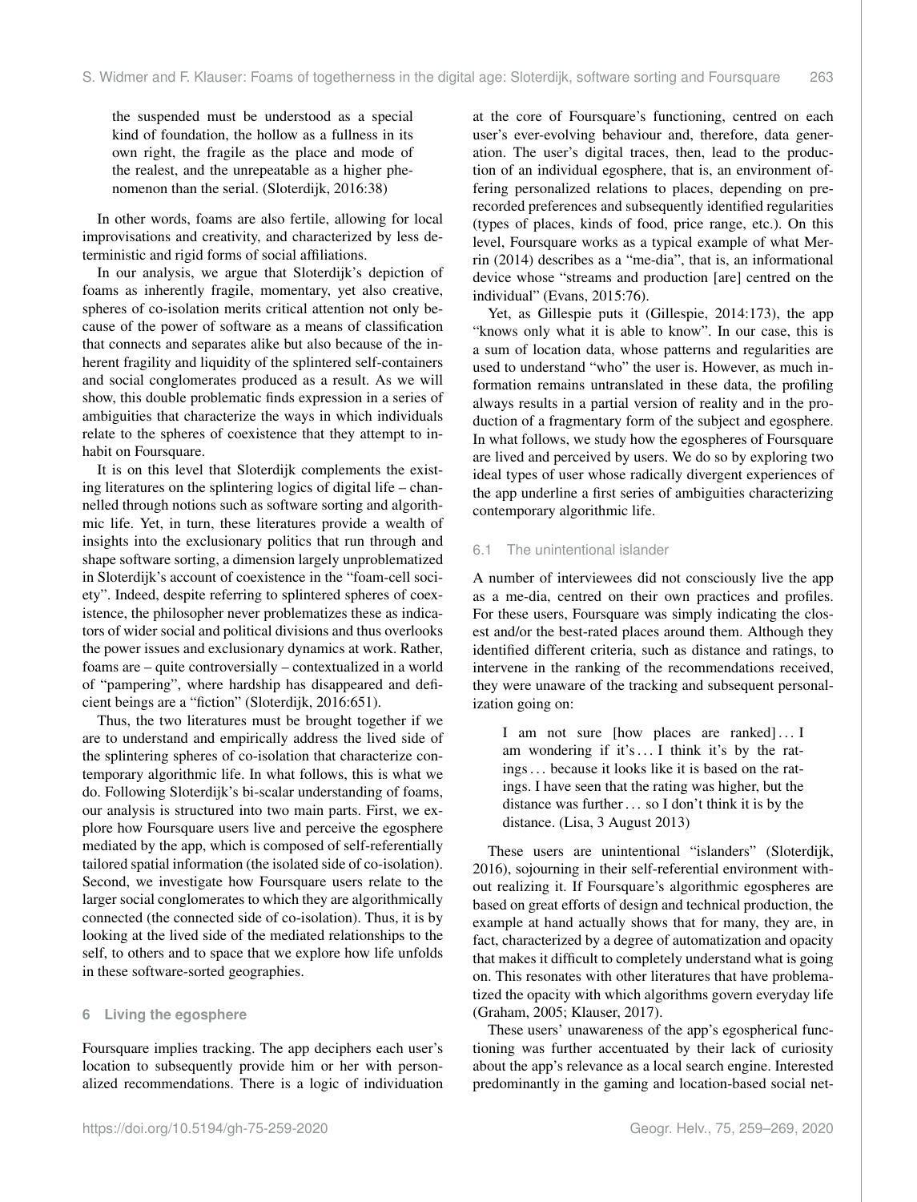> the suspended must be understood as a special kind of foundation, the hollow as a fullness in its own right, the fragile as the place and mode of the realest, and the unrepeatable as a higher phenomenon than the serial. (Sloterdijk, 2016:38)

In other words, foams are also fertile, allowing for local improvisations and creativity, and characterized by less deterministic and rigid forms of social affiliations.

In our analysis, we argue that Sloterdijk's depiction of foams as inherently fragile, momentary, yet also creative, spheres of co-isolation merits critical attention not only because of the power of software as a means of classification that connects and separates alike but also because of the inherent fragility and liquidity of the splintered self-containers and social conglomerates produced as a result. As we will show, this double problematic finds expression in a series of ambiguities that characterize the ways in which individuals relate to the spheres of coexistence that they attempt to inhabit on Foursquare.

It is on this level that Sloterdijk complements the existing literatures on the splintering logics of digital life – channelled through notions such as software sorting and algorithmic life. Yet, in turn, these literatures provide a wealth of insights into the exclusionary politics that run through and shape software sorting, a dimension largely unproblematized in Sloterdijk's account of coexistence in the "foam-cell society". Indeed, despite referring to splintered spheres of coexistence, the philosopher never problematizes these as indicators of wider social and political divisions and thus overlooks the power issues and exclusionary dynamics at work. Rather, foams are – quite controversially – contextualized in a world of "pampering", where hardship has disappeared and deficient beings are a "fiction" (Sloterdijk, 2016:651).

Thus, the two literatures must be brought together if we are to understand and empirically address the lived side of the splintering spheres of co-isolation that characterize contemporary algorithmic life. In what follows, this is what we do. Following Sloterdijk's bi-scalar understanding of foams, our analysis is structured into two main parts. First, we explore how Foursquare users live and perceive the egosphere mediated by the app, which is composed of self-referentially tailored spatial information (the isolated side of co-isolation). Second, we investigate how Foursquare users relate to the larger social conglomerates to which they are algorithmically connected (the connected side of co-isolation). Thus, it is by looking at the lived side of the mediated relationships to the self, to others and to space that we explore how life unfolds in these software-sorted geographies.

## 6 Living the egosphere

Foursquare implies tracking. The app deciphers each user's location to subsequently provide him or her with personalized recommendations. There is a logic of individuation at the core of Foursquare's functioning, centred on each user's ever-evolving behaviour and, therefore, data generation. The user's digital traces, then, lead to the production of an individual egosphere, that is, an environment offering personalized relations to places, depending on prerecorded preferences and subsequently identified regularities (types of places, kinds of food, price range, etc.). On this level, Foursquare works as a typical example of what Merrin (2014) describes as a "me-dia", that is, an informational device whose "streams and production [are] centred on the individual" (Evans, 2015:76).

Yet, as Gillespie puts it (Gillespie, 2014:173), the app "knows only what it is able to know". In our case, this is a sum of location data, whose patterns and regularities are used to understand "who" the user is. However, as much information remains untranslated in these data, the profiling always results in a partial version of reality and in the production of a fragmentary form of the subject and egosphere. In what follows, we study how the egospheres of Foursquare are lived and perceived by users. We do so by exploring two ideal types of user whose radically divergent experiences of the app underline a first series of ambiguities characterizing contemporary algorithmic life.

### 6.1 The unintentional islander

A number of interviewees did not consciously live the app as a me-dia, centred on their own practices and profiles. For these users, Foursquare was simply indicating the closest and/or the best-rated places around them. Although they identified different criteria, such as distance and ratings, to intervene in the ranking of the recommendations received, they were unaware of the tracking and subsequent personalization going on:

> I am not sure [how places are ranked] ... I am wondering if it's ... I think it's by the ratings ... because it looks like it is based on the ratings. I have seen that the rating was higher, but the distance was further ... so I don't think it is by the distance. (Lisa, 3 August 2013)

These users are unintentional "islanders" (Sloterdijk, 2016), sojourning in their self-referential environment without realizing it. If Foursquare's algorithmic egospheres are based on great efforts of design and technical production, the example at hand actually shows that for many, they are, in fact, characterized by a degree of automatization and opacity that makes it difficult to completely understand what is going on. This resonates with other literatures that have problematized the opacity with which algorithms govern everyday life (Graham, 2005; Klauser, 2017).

These users' unawareness of the app's egospherical functioning was further accentuated by their lack of curiosity about the app's relevance as a local search engine. Interested predominantly in the gaming and location-based social net-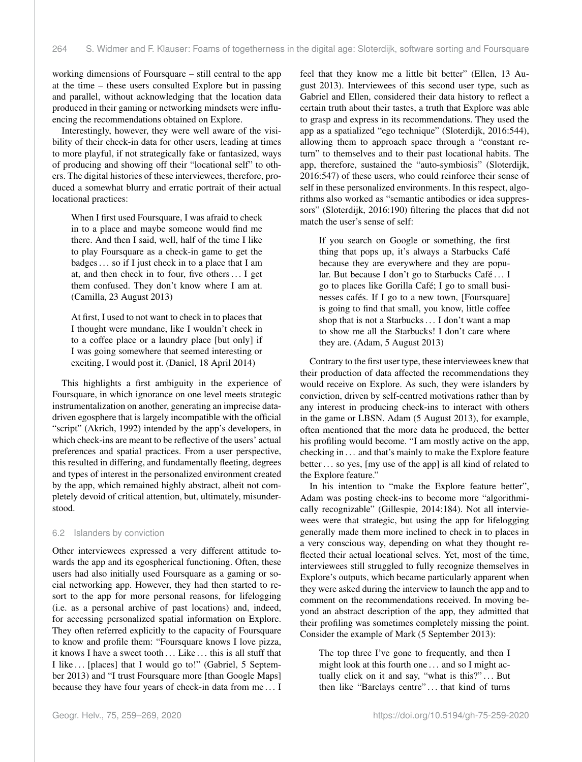working dimensions of Foursquare – still central to the app at the time – these users consulted Explore but in passing and parallel, without acknowledging that the location data produced in their gaming or networking mindsets were influencing the recommendations obtained on Explore.

Interestingly, however, they were well aware of the visibility of their check-in data for other users, leading at times to more playful, if not strategically fake or fantasized, ways of producing and showing off their "locational self" to others. The digital histories of these interviewees, therefore, produced a somewhat blurry and erratic portrait of their actual locational practices:

> When I first used Foursquare, I was afraid to check in to a place and maybe someone would find me there. And then I said, well, half of the time I like to play Foursquare as a check-in game to get the badges … so if I just check in to a place that I am at, and then check in to four, five others … I get them confused. They don't know where I am at. (Camilla, 23 August 2013)

> At first, I used to not want to check in to places that I thought were mundane, like I wouldn't check in to a coffee place or a laundry place [but only] if I was going somewhere that seemed interesting or exciting, I would post it. (Daniel, 18 April 2014)

This highlights a first ambiguity in the experience of Foursquare, in which ignorance on one level meets strategic instrumentalization on another, generating an imprecise data-driven egosphere that is largely incompatible with the official "script" (Akrich, 1992) intended by the app's developers, in which check-ins are meant to be reflective of the users' actual preferences and spatial practices. From a user perspective, this resulted in differing, and fundamentally fleeting, degrees and types of interest in the personalized environment created by the app, which remained highly abstract, albeit not completely devoid of critical attention, but, ultimately, misunderstood.

### 6.2 Islanders by conviction

Other interviewees expressed a very different attitude towards the app and its egospherical functioning. Often, these users had also initially used Foursquare as a gaming or social networking app. However, they had then started to resort to the app for more personal reasons, for lifelogging (i.e. as a personal archive of past locations) and, indeed, for accessing personalized spatial information on Explore. They often referred explicitly to the capacity of Foursquare to know and profile them: "Foursquare knows I love pizza, it knows I have a sweet tooth … Like … this is all stuff that I like … [places] that I would go to!" (Gabriel, 5 September 2013) and "I trust Foursquare more [than Google Maps] because they have four years of check-in data from me … I feel that they know me a little bit better" (Ellen, 13 August 2013). Interviewees of this second user type, such as Gabriel and Ellen, considered their data history to reflect a certain truth about their tastes, a truth that Explore was able to grasp and express in its recommendations. They used the app as a spatialized "ego technique" (Sloterdijk, 2016:544), allowing them to approach space through a "constant return" to themselves and to their past locational habits. The app, therefore, sustained the "auto-symbiosis" (Sloterdijk, 2016:547) of these users, who could reinforce their sense of self in these personalized environments. In this respect, algorithms also worked as "semantic antibodies or idea suppressors" (Sloterdijk, 2016:190) filtering the places that did not match the user's sense of self:

> If you search on Google or something, the first thing that pops up, it's always a Starbucks Café because they are everywhere and they are popular. But because I don't go to Starbucks Café … I go to places like Gorilla Café; I go to small businesses cafés. If I go to a new town, [Foursquare] is going to find that small, you know, little coffee shop that is not a Starbucks … I don't want a map to show me all the Starbucks! I don't care where they are. (Adam, 5 August 2013)

Contrary to the first user type, these interviewees knew that their production of data affected the recommendations they would receive on Explore. As such, they were islanders by conviction, driven by self-centred motivations rather than by any interest in producing check-ins to interact with others in the game or LBSN. Adam (5 August 2013), for example, often mentioned that the more data he produced, the better his profiling would become. "I am mostly active on the app, checking in … and that's mainly to make the Explore feature better … so yes, [my use of the app] is all kind of related to the Explore feature."

In his intention to "make the Explore feature better", Adam was posting check-ins to become more "algorithmically recognizable" (Gillespie, 2014:184). Not all interviewees were that strategic, but using the app for lifelogging generally made them more inclined to check in to places in a very conscious way, depending on what they thought reflected their actual locational selves. Yet, most of the time, interviewees still struggled to fully recognize themselves in Explore's outputs, which became particularly apparent when they were asked during the interview to launch the app and to comment on the recommendations received. In moving beyond an abstract description of the app, they admitted that their profiling was sometimes completely missing the point. Consider the example of Mark (5 September 2013):

> The top three I've gone to frequently, and then I might look at this fourth one … and so I might actually click on it and say, "what is this?" … But then like "Barclays centre" … that kind of turns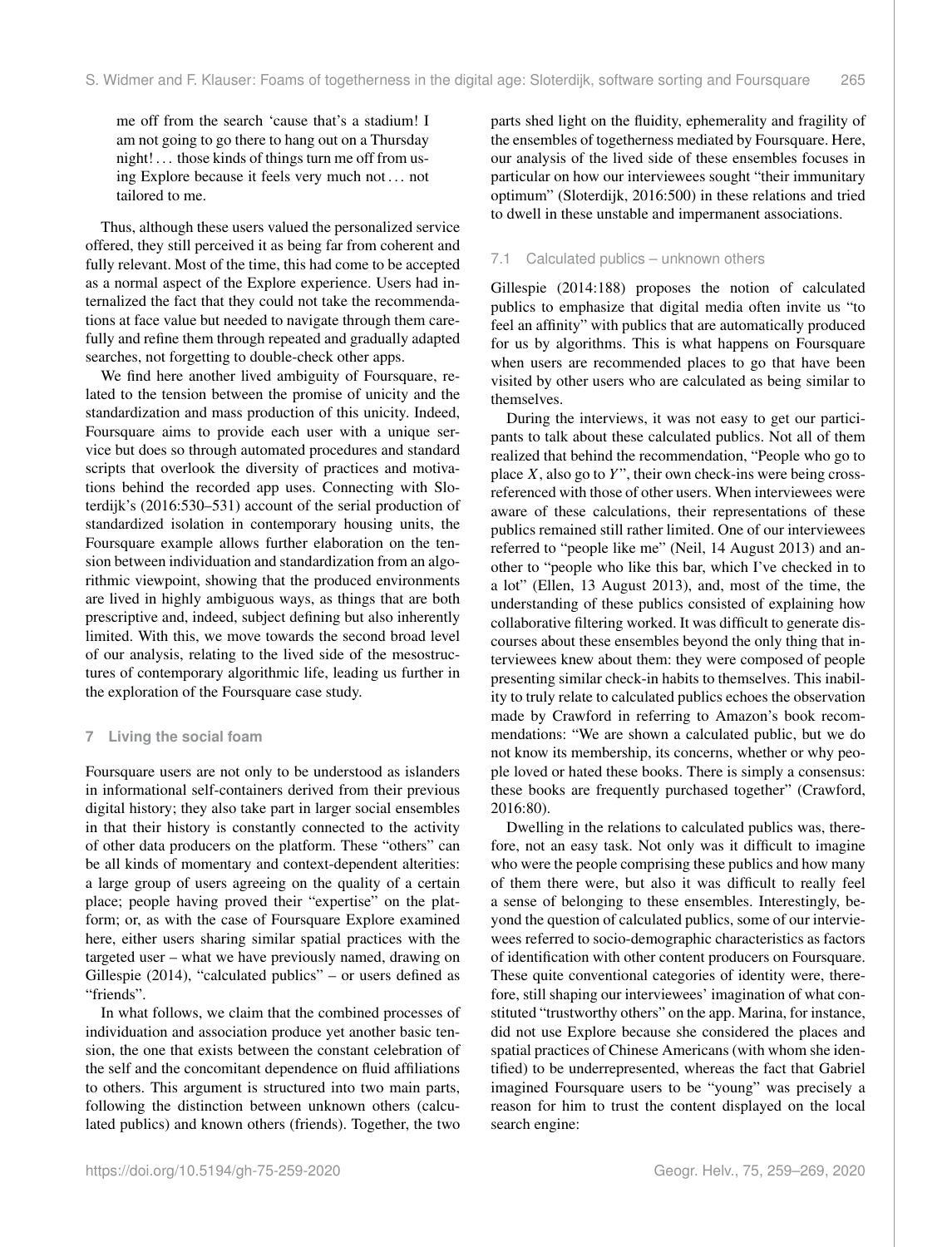> me off from the search 'cause that's a stadium! I am not going to go there to hang out on a Thursday night! ... those kinds of things turn me off from using Explore because it feels very much not ... not tailored to me.

Thus, although these users valued the personalized service offered, they still perceived it as being far from coherent and fully relevant. Most of the time, this had come to be accepted as a normal aspect of the Explore experience. Users had internalized the fact that they could not take the recommendations at face value but needed to navigate through them carefully and refine them through repeated and gradually adapted searches, not forgetting to double-check other apps.

We find here another lived ambiguity of Foursquare, related to the tension between the promise of unicity and the standardization and mass production of this unicity. Indeed, Foursquare aims to provide each user with a unique service but does so through automated procedures and standard scripts that overlook the diversity of practices and motivations behind the recorded app uses. Connecting with Sloterdijk's (2016:530–531) account of the serial production of standardized isolation in contemporary housing units, the Foursquare example allows further elaboration on the tension between individuation and standardization from an algorithmic viewpoint, showing that the produced environments are lived in highly ambiguous ways, as things that are both prescriptive and, indeed, subject defining but also inherently limited. With this, we move towards the second broad level of our analysis, relating to the lived side of the mesostructures of contemporary algorithmic life, leading us further in the exploration of the Foursquare case study.

## 7 Living the social foam

Foursquare users are not only to be understood as islanders in informational self-containers derived from their previous digital history; they also take part in larger social ensembles in that their history is constantly connected to the activity of other data producers on the platform. These "others" can be all kinds of momentary and context-dependent alterities: a large group of users agreeing on the quality of a certain place; people having proved their "expertise" on the platform; or, as with the case of Foursquare Explore examined here, either users sharing similar spatial practices with the targeted user – what we have previously named, drawing on Gillespie (2014), "calculated publics" – or users defined as "friends".

In what follows, we claim that the combined processes of individuation and association produce yet another basic tension, the one that exists between the constant celebration of the self and the concomitant dependence on fluid affiliations to others. This argument is structured into two main parts, following the distinction between unknown others (calculated publics) and known others (friends). Together, the two parts shed light on the fluidity, ephemerality and fragility of the ensembles of togetherness mediated by Foursquare. Here, our analysis of the lived side of these ensembles focuses in particular on how our interviewees sought "their immunitary optimum" (Sloterdijk, 2016:500) in these relations and tried to dwell in these unstable and impermanent associations.

### 7.1 Calculated publics – unknown others

Gillespie (2014:188) proposes the notion of calculated publics to emphasize that digital media often invite us "to feel an affinity" with publics that are automatically produced for us by algorithms. This is what happens on Foursquare when users are recommended places to go that have been visited by other users who are calculated as being similar to themselves.

During the interviews, it was not easy to get our participants to talk about these calculated publics. Not all of them realized that behind the recommendation, "People who go to place $X$, also go to $Y$", their own check-ins were being cross-referenced with those of other users. When interviewees were aware of these calculations, their representations of these publics remained still rather limited. One of our interviewees referred to "people like me" (Neil, 14 August 2013) and another to "people who like this bar, which I've checked in to a lot" (Ellen, 13 August 2013), and, most of the time, the understanding of these publics consisted of explaining how collaborative filtering worked. It was difficult to generate discourses about these ensembles beyond the only thing that interviewees knew about them: they were composed of people presenting similar check-in habits to themselves. This inability to truly relate to calculated publics echoes the observation made by Crawford in referring to Amazon's book recommendations: "We are shown a calculated public, but we do not know its membership, its concerns, whether or why people loved or hated these books. There is simply a consensus: these books are frequently purchased together" (Crawford, 2016:80).

Dwelling in the relations to calculated publics was, therefore, not an easy task. Not only was it difficult to imagine who were the people comprising these publics and how many of them there were, but also it was difficult to really feel a sense of belonging to these ensembles. Interestingly, beyond the question of calculated publics, some of our interviewees referred to socio-demographic characteristics as factors of identification with other content producers on Foursquare. These quite conventional categories of identity were, therefore, still shaping our interviewees' imagination of what constituted "trustworthy others" on the app. Marina, for instance, did not use Explore because she considered the places and spatial practices of Chinese Americans (with whom she identified) to be underrepresented, whereas the fact that Gabriel imagined Foursquare users to be "young" was precisely a reason for him to trust the content displayed on the local search engine: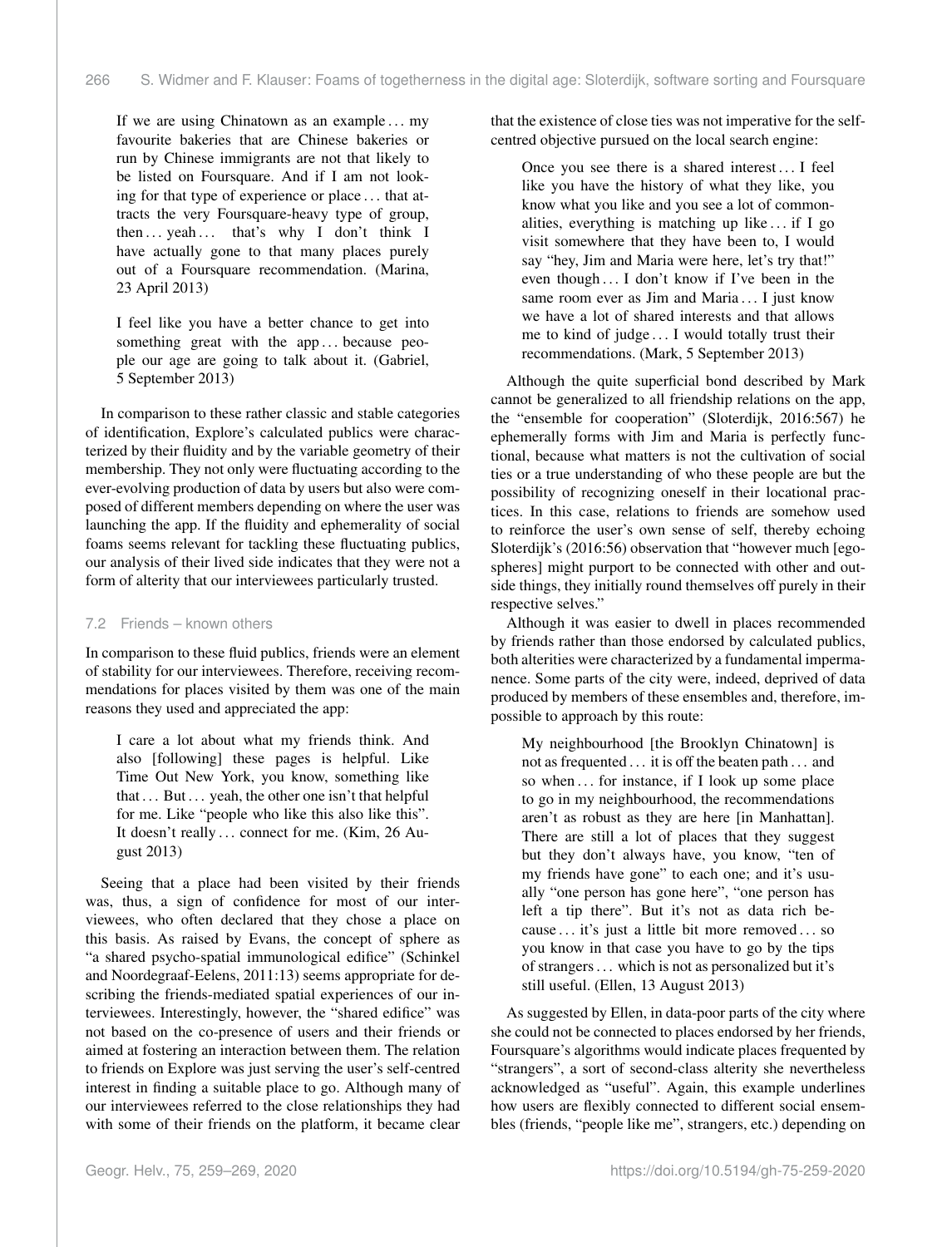If we are using Chinatown as an example ... my favourite bakeries that are Chinese bakeries or run by Chinese immigrants are not that likely to be listed on Foursquare. And if I am not looking for that type of experience or place ... that attracts the very Foursquare-heavy type of group, then ... yeah ... that's why I don't think I have actually gone to that many places purely out of a Foursquare recommendation. (Marina, 23 April 2013)

I feel like you have a better chance to get into something great with the app ... because people our age are going to talk about it. (Gabriel, 5 September 2013)

In comparison to these rather classic and stable categories of identification, Explore's calculated publics were characterized by their fluidity and by the variable geometry of their membership. They not only were fluctuating according to the ever-evolving production of data by users but also were composed of different members depending on where the user was launching the app. If the fluidity and ephemerality of social foams seems relevant for tackling these fluctuating publics, our analysis of their lived side indicates that they were not a form of alterity that our interviewees particularly trusted.

### 7.2 Friends – known others

In comparison to these fluid publics, friends were an element of stability for our interviewees. Therefore, receiving recommendations for places visited by them was one of the main reasons they used and appreciated the app:

I care a lot about what my friends think. And also [following] these pages is helpful. Like Time Out New York, you know, something like that ... But ... yeah, the other one isn't that helpful for me. Like "people who like this also like this". It doesn't really ... connect for me. (Kim, 26 August 2013)

Seeing that a place had been visited by their friends was, thus, a sign of confidence for most of our interviewees, who often declared that they chose a place on this basis. As raised by Evans, the concept of sphere as "a shared psycho-spatial immunological edifice" (Schinkel and Noordegraaf-Eelens, 2011:13) seems appropriate for describing the friends-mediated spatial experiences of our interviewees. Interestingly, however, the "shared edifice" was not based on the co-presence of users and their friends or aimed at fostering an interaction between them. The relation to friends on Explore was just serving the user's self-centred interest in finding a suitable place to go. Although many of our interviewees referred to the close relationships they had with some of their friends on the platform, it became clear that the existence of close ties was not imperative for the self-centred objective pursued on the local search engine:

Once you see there is a shared interest ... I feel like you have the history of what they like, you know what you like and you see a lot of commonalities, everything is matching up like ... if I go visit somewhere that they have been to, I would say "hey, Jim and Maria were here, let's try that!" even though ... I don't know if I've been in the same room ever as Jim and Maria ... I just know we have a lot of shared interests and that allows me to kind of judge ... I would totally trust their recommendations. (Mark, 5 September 2013)

Although the quite superficial bond described by Mark cannot be generalized to all friendship relations on the app, the "ensemble for cooperation" (Sloterdijk, 2016:567) he ephemerally forms with Jim and Maria is perfectly functional, because what matters is not the cultivation of social ties or a true understanding of who these people are but the possibility of recognizing oneself in their locational practices. In this case, relations to friends are somehow used to reinforce the user's own sense of self, thereby echoing Sloterdijk's (2016:56) observation that "however much [ego-spheres] might purport to be connected with other and outside things, they initially round themselves off purely in their respective selves."

Although it was easier to dwell in places recommended by friends rather than those endorsed by calculated publics, both alterities were characterized by a fundamental impermanence. Some parts of the city were, indeed, deprived of data produced by members of these ensembles and, therefore, impossible to approach by this route:

My neighbourhood [the Brooklyn Chinatown] is not as frequented ... it is off the beaten path ... and so when ... for instance, if I look up some place to go in my neighbourhood, the recommendations aren't as robust as they are here [in Manhattan]. There are still a lot of places that they suggest but they don't always have, you know, "ten of my friends have gone" to each one; and it's usually "one person has gone here", "one person has left a tip there". But it's not as data rich because ... it's just a little bit more removed ... so you know in that case you have to go by the tips of strangers ... which is not as personalized but it's still useful. (Ellen, 13 August 2013)

As suggested by Ellen, in data-poor parts of the city where she could not be connected to places endorsed by her friends, Foursquare's algorithms would indicate places frequented by "strangers", a sort of second-class alterity she nevertheless acknowledged as "useful". Again, this example underlines how users are flexibly connected to different social ensembles (friends, "people like me", strangers, etc.) depending on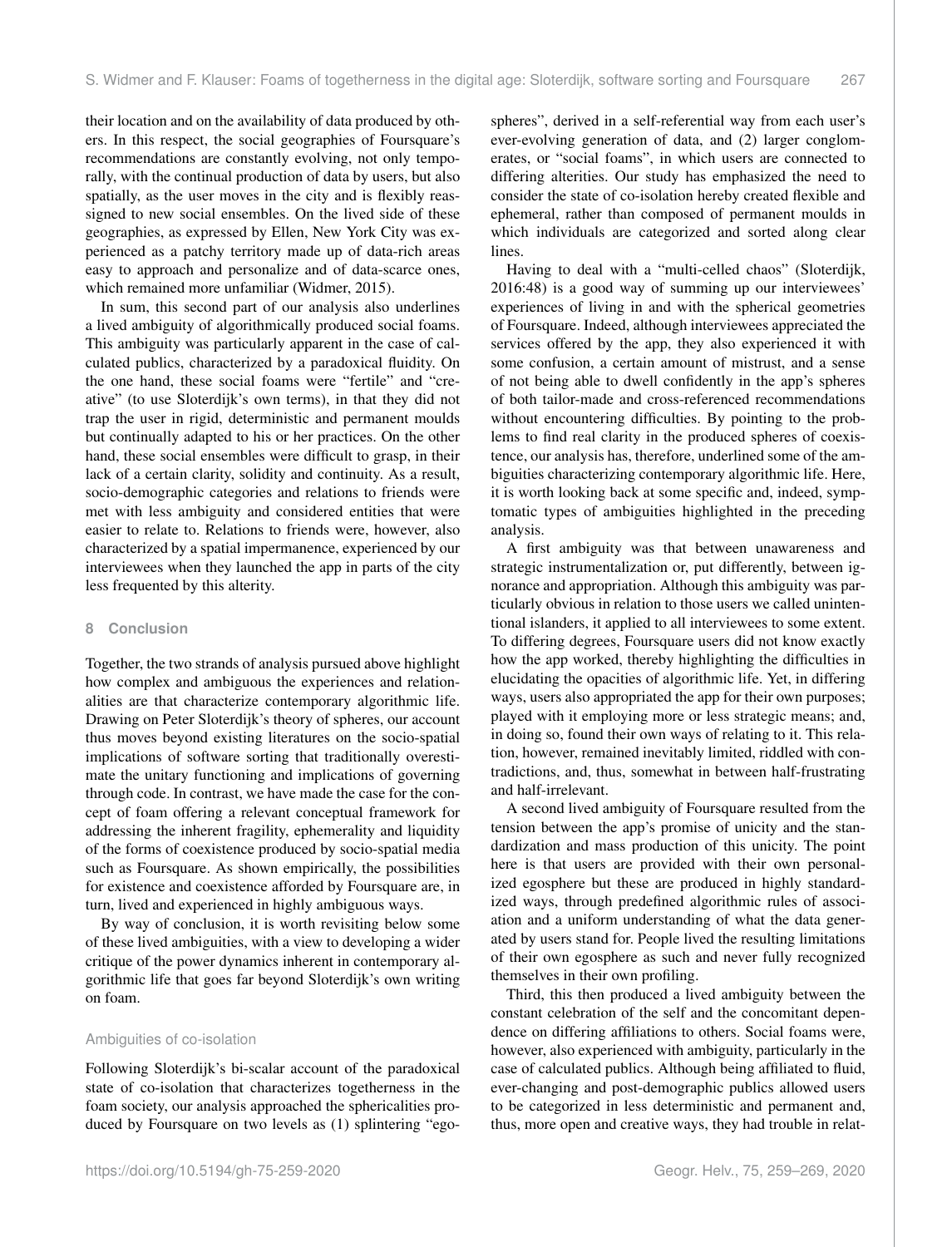their location and on the availability of data produced by others. In this respect, the social geographies of Foursquare's recommendations are constantly evolving, not only temporally, with the continual production of data by users, but also spatially, as the user moves in the city and is flexibly reassigned to new social ensembles. On the lived side of these geographies, as expressed by Ellen, New York City was experienced as a patchy territory made up of data-rich areas easy to approach and personalize and of data-scarce ones, which remained more unfamiliar (Widmer, 2015).

In sum, this second part of our analysis also underlines a lived ambiguity of algorithmically produced social foams. This ambiguity was particularly apparent in the case of calculated publics, characterized by a paradoxical fluidity. On the one hand, these social foams were "fertile" and "creative" (to use Sloterdijk's own terms), in that they did not trap the user in rigid, deterministic and permanent moulds but continually adapted to his or her practices. On the other hand, these social ensembles were difficult to grasp, in their lack of a certain clarity, solidity and continuity. As a result, socio-demographic categories and relations to friends were met with less ambiguity and considered entities that were easier to relate to. Relations to friends were, however, also characterized by a spatial impermanence, experienced by our interviewees when they launched the app in parts of the city less frequented by this alterity.

## 8 Conclusion

Together, the two strands of analysis pursued above highlight how complex and ambiguous the experiences and relationalities are that characterize contemporary algorithmic life. Drawing on Peter Sloterdijk's theory of spheres, our account thus moves beyond existing literatures on the socio-spatial implications of software sorting that traditionally overestimate the unitary functioning and implications of governing through code. In contrast, we have made the case for the concept of foam offering a relevant conceptual framework for addressing the inherent fragility, ephemerality and liquidity of the forms of coexistence produced by socio-spatial media such as Foursquare. As shown empirically, the possibilities for existence and coexistence afforded by Foursquare are, in turn, lived and experienced in highly ambiguous ways.

By way of conclusion, it is worth revisiting below some of these lived ambiguities, with a view to developing a wider critique of the power dynamics inherent in contemporary algorithmic life that goes far beyond Sloterdijk's own writing on foam.

### Ambiguities of co-isolation

Following Sloterdijk's bi-scalar account of the paradoxical state of co-isolation that characterizes togetherness in the foam society, our analysis approached the sphericalities produced by Foursquare on two levels as (1) splintering "egospheres", derived in a self-referential way from each user's ever-evolving generation of data, and (2) larger conglomerates, or "social foams", in which users are connected to differing alterities. Our study has emphasized the need to consider the state of co-isolation hereby created flexible and ephemeral, rather than composed of permanent moulds in which individuals are categorized and sorted along clear lines.

Having to deal with a "multi-celled chaos" (Sloterdijk, 2016:48) is a good way of summing up our interviewees' experiences of living in and with the spherical geometries of Foursquare. Indeed, although interviewees appreciated the services offered by the app, they also experienced it with some confusion, a certain amount of mistrust, and a sense of not being able to dwell confidently in the app's spheres of both tailor-made and cross-referenced recommendations without encountering difficulties. By pointing to the problems to find real clarity in the produced spheres of coexistence, our analysis has, therefore, underlined some of the ambiguities characterizing contemporary algorithmic life. Here, it is worth looking back at some specific and, indeed, symptomatic types of ambiguities highlighted in the preceding analysis.

A first ambiguity was that between unawareness and strategic instrumentalization or, put differently, between ignorance and appropriation. Although this ambiguity was particularly obvious in relation to those users we called unintentional islanders, it applied to all interviewees to some extent. To differing degrees, Foursquare users did not know exactly how the app worked, thereby highlighting the difficulties in elucidating the opacities of algorithmic life. Yet, in differing ways, users also appropriated the app for their own purposes; played with it employing more or less strategic means; and, in doing so, found their own ways of relating to it. This relation, however, remained inevitably limited, riddled with contradictions, and, thus, somewhat in between half-frustrating and half-irrelevant.

A second lived ambiguity of Foursquare resulted from the tension between the app's promise of unicity and the standardization and mass production of this unicity. The point here is that users are provided with their own personalized egosphere but these are produced in highly standardized ways, through predefined algorithmic rules of association and a uniform understanding of what the data generated by users stand for. People lived the resulting limitations of their own egosphere as such and never fully recognized themselves in their own profiling.

Third, this then produced a lived ambiguity between the constant celebration of the self and the concomitant dependence on differing affiliations to others. Social foams were, however, also experienced with ambiguity, particularly in the case of calculated publics. Although being affiliated to fluid, ever-changing and post-demographic publics allowed users to be categorized in less deterministic and permanent and, thus, more open and creative ways, they had trouble in relat-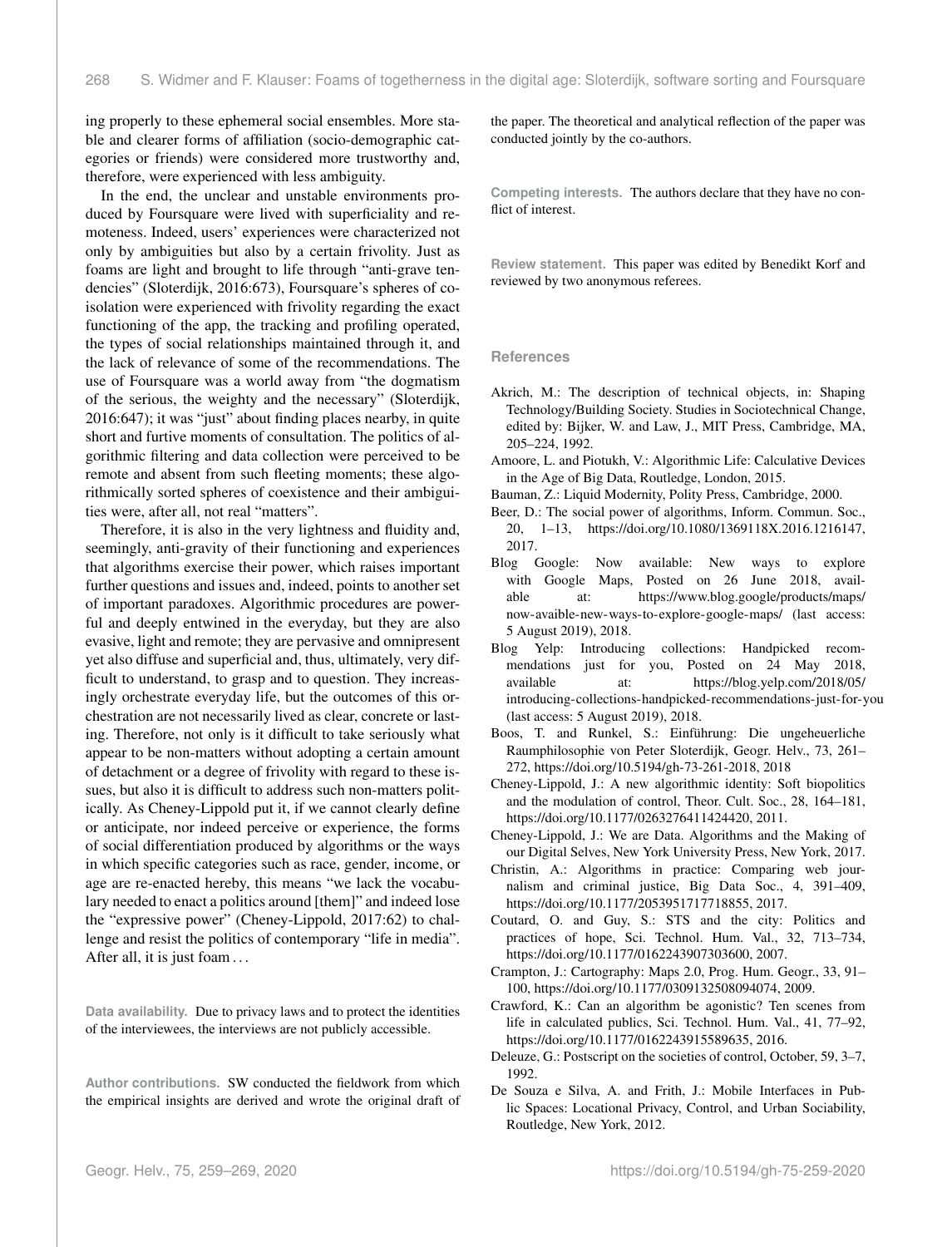ing properly to these ephemeral social ensembles. More stable and clearer forms of affiliation (socio-demographic categories or friends) were considered more trustworthy and, therefore, were experienced with less ambiguity.

In the end, the unclear and unstable environments produced by Foursquare were lived with superficiality and remoteness. Indeed, users' experiences were characterized not only by ambiguities but also by a certain frivolity. Just as foams are light and brought to life through "anti-grave tendencies" (Sloterdijk, 2016:673), Foursquare's spheres of co-isolation were experienced with frivolity regarding the exact functioning of the app, the tracking and profiling operated, the types of social relationships maintained through it, and the lack of relevance of some of the recommendations. The use of Foursquare was a world away from "the dogmatism of the serious, the weighty and the necessary" (Sloterdijk, 2016:647); it was "just" about finding places nearby, in quite short and furtive moments of consultation. The politics of algorithmic filtering and data collection were perceived to be remote and absent from such fleeting moments; these algorithmically sorted spheres of coexistence and their ambiguities were, after all, not real "matters".

Therefore, it is also in the very lightness and fluidity and, seemingly, anti-gravity of their functioning and experiences that algorithms exercise their power, which raises important further questions and issues and, indeed, points to another set of important paradoxes. Algorithmic procedures are powerful and deeply entwined in the everyday, but they are also evasive, light and remote; they are pervasive and omnipresent yet also diffuse and superficial and, thus, ultimately, very difficult to understand, to grasp and to question. They increasingly orchestrate everyday life, but the outcomes of this orchestration are not necessarily lived as clear, concrete or lasting. Therefore, not only is it difficult to take seriously what appear to be non-matters without adopting a certain amount of detachment or a degree of frivolity with regard to these issues, but also it is difficult to address such non-matters politically. As Cheney-Lippold put it, if we cannot clearly define or anticipate, nor indeed perceive or experience, the forms of social differentiation produced by algorithms or the ways in which specific categories such as race, gender, income, or age are re-enacted hereby, this means "we lack the vocabulary needed to enact a politics around [them]" and indeed lose the "expressive power" (Cheney-Lippold, 2017:62) to challenge and resist the politics of contemporary "life in media". After all, it is just foam ...

**Data availability.** Due to privacy laws and to protect the identities of the interviewees, the interviews are not publicly accessible.

**Author contributions.** SW conducted the fieldwork from which the empirical insights are derived and wrote the original draft of the paper. The theoretical and analytical reflection of the paper was conducted jointly by the co-authors.

**Competing interests.** The authors declare that they have no conflict of interest.

**Review statement.** This paper was edited by Benedikt Korf and reviewed by two anonymous referees.

## References

Akrich, M.: The description of technical objects, in: Shaping Technology/Building Society. Studies in Sociotechnical Change, edited by: Bijker, W. and Law, J., MIT Press, Cambridge, MA, 205–224, 1992.

Amoore, L. and Piotukh, V.: Algorithmic Life: Calculative Devices in the Age of Big Data, Routledge, London, 2015.

Bauman, Z.: Liquid Modernity, Polity Press, Cambridge, 2000.

Beer, D.: The social power of algorithms, Inform. Commun. Soc., 20, 1–13, https://doi.org/10.1080/1369118X.2016.1216147, 2017.

Blog Google: Now available: New ways to explore with Google Maps, Posted on 26 June 2018, available at: https://www.blog.google/products/maps/now-avaible-new-ways-to-explore-google-maps/ (last access: 5 August 2019), 2018.

Blog Yelp: Introducing collections: Handpicked recommendations just for you, Posted on 24 May 2018, available at: https://blog.yelp.com/2018/05/introducing-collections-handpicked-recommendations-just-for-you (last access: 5 August 2019), 2018.

Boos, T. and Runkel, S.: Einführung: Die ungeheuerliche Raumphilosophie von Peter Sloterdijk, Geogr. Helv., 73, 261–272, https://doi.org/10.5194/gh-73-261-2018, 2018

Cheney-Lippold, J.: A new algorithmic identity: Soft biopolitics and the modulation of control, Theor. Cult. Soc., 28, 164–181, https://doi.org/10.1177/0263276411424420, 2011.

Cheney-Lippold, J.: We are Data. Algorithms and the Making of our Digital Selves, New York University Press, New York, 2017.

Christin, A.: Algorithms in practice: Comparing web journalism and criminal justice, Big Data Soc., 4, 391–409, https://doi.org/10.1177/2053951717718855, 2017.

Coutard, O. and Guy, S.: STS and the city: Politics and practices of hope, Sci. Technol. Hum. Val., 32, 713–734, https://doi.org/10.1177/0162243907303600, 2007.

Crampton, J.: Cartography: Maps 2.0, Prog. Hum. Geogr., 33, 91–100, https://doi.org/10.1177/0309132508094074, 2009.

Crawford, K.: Can an algorithm be agonistic? Ten scenes from life in calculated publics, Sci. Technol. Hum. Val., 41, 77–92, https://doi.org/10.1177/0162243915589635, 2016.

Deleuze, G.: Postscript on the societies of control, October, 59, 3–7, 1992.

De Souza e Silva, A. and Frith, J.: Mobile Interfaces in Public Spaces: Locational Privacy, Control, and Urban Sociability, Routledge, New York, 2012.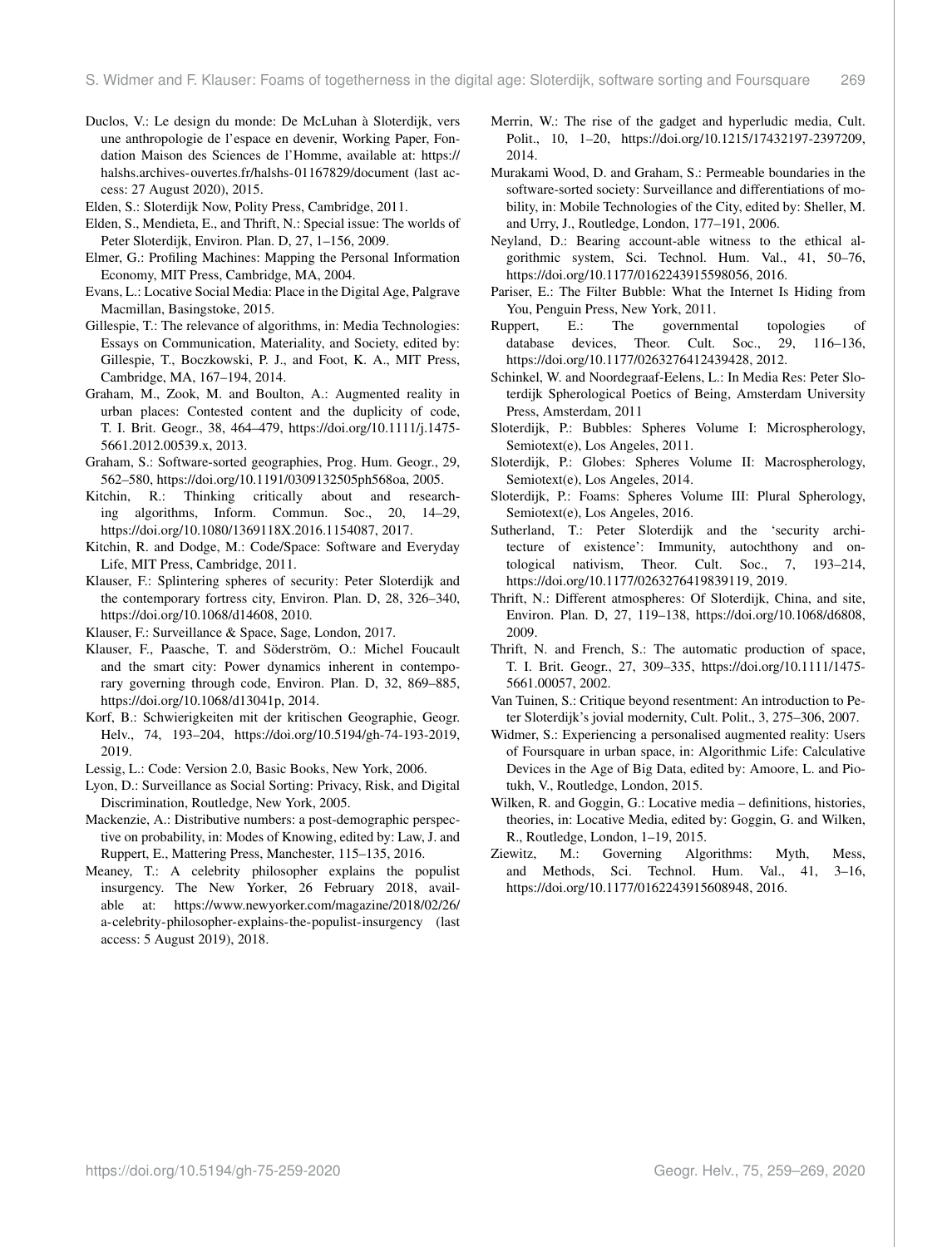Duclos, V.: Le design du monde: De McLuhan à Sloterdijk, vers une anthropologie de l'espace en devenir, Working Paper, Fondation Maison des Sciences de l'Homme, available at: https://halshs.archives-ouvertes.fr/halshs-01167829/document (last access: 27 August 2020), 2015.

Elden, S.: Sloterdijk Now, Polity Press, Cambridge, 2011.

Elden, S., Mendieta, E., and Thrift, N.: Special issue: The worlds of Peter Sloterdijk, Environ. Plan. D, 27, 1–156, 2009.

Elmer, G.: Profiling Machines: Mapping the Personal Information Economy, MIT Press, Cambridge, MA, 2004.

Evans, L.: Locative Social Media: Place in the Digital Age, Palgrave Macmillan, Basingstoke, 2015.

Gillespie, T.: The relevance of algorithms, in: Media Technologies: Essays on Communication, Materiality, and Society, edited by: Gillespie, T., Boczkowski, P. J., and Foot, K. A., MIT Press, Cambridge, MA, 167–194, 2014.

Graham, M., Zook, M. and Boulton, A.: Augmented reality in urban places: Contested content and the duplicity of code, T. I. Brit. Geogr., 38, 464–479, https://doi.org/10.1111/j.1475-5661.2012.00539.x, 2013.

Graham, S.: Software-sorted geographies, Prog. Hum. Geogr., 29, 562–580, https://doi.org/10.1191/0309132505ph568oa, 2005.

Kitchin, R.: Thinking critically about and researching algorithms, Inform. Commun. Soc., 20, 14–29, https://doi.org/10.1080/1369118X.2016.1154087, 2017.

Kitchin, R. and Dodge, M.: Code/Space: Software and Everyday Life, MIT Press, Cambridge, 2011.

Klauser, F.: Splintering spheres of security: Peter Sloterdijk and the contemporary fortress city, Environ. Plan. D, 28, 326–340, https://doi.org/10.1068/d14608, 2010.

Klauser, F.: Surveillance & Space, Sage, London, 2017.

Klauser, F., Paasche, T. and Söderström, O.: Michel Foucault and the smart city: Power dynamics inherent in contemporary governing through code, Environ. Plan. D, 32, 869–885, https://doi.org/10.1068/d13041p, 2014.

Korf, B.: Schwierigkeiten mit der kritischen Geographie, Geogr. Helv., 74, 193–204, https://doi.org/10.5194/gh-74-193-2019, 2019.

Lessig, L.: Code: Version 2.0, Basic Books, New York, 2006.

Lyon, D.: Surveillance as Social Sorting: Privacy, Risk, and Digital Discrimination, Routledge, New York, 2005.

Mackenzie, A.: Distributive numbers: a post-demographic perspective on probability, in: Modes of Knowing, edited by: Law, J. and Ruppert, E., Mattering Press, Manchester, 115–135, 2016.

Meaney, T.: A celebrity philosopher explains the populist insurgency. The New Yorker, 26 February 2018, available at: https://www.newyorker.com/magazine/2018/02/26/a-celebrity-philosopher-explains-the-populist-insurgency (last access: 5 August 2019), 2018.

Merrin, W.: The rise of the gadget and hyperludic media, Cult. Polit., 10, 1–20, https://doi.org/10.1215/17432197-2397209, 2014.

Murakami Wood, D. and Graham, S.: Permeable boundaries in the software-sorted society: Surveillance and differentiations of mobility, in: Mobile Technologies of the City, edited by: Sheller, M. and Urry, J., Routledge, London, 177–191, 2006.

Neyland, D.: Bearing account-able witness to the ethical algorithmic system, Sci. Technol. Hum. Val., 41, 50–76, https://doi.org/10.1177/0162243915598056, 2016.

Pariser, E.: The Filter Bubble: What the Internet Is Hiding from You, Penguin Press, New York, 2011.

Ruppert, E.: The governmental topologies of database devices, Theor. Cult. Soc., 29, 116–136, https://doi.org/10.1177/0263276412439428, 2012.

Schinkel, W. and Noordegraaf-Eelens, L.: In Media Res: Peter Sloterdijk Spherological Poetics of Being, Amsterdam University Press, Amsterdam, 2011

Sloterdijk, P.: Bubbles: Spheres Volume I: Microspherology, Semiotext(e), Los Angeles, 2011.

Sloterdijk, P.: Globes: Spheres Volume II: Macrospherology, Semiotext(e), Los Angeles, 2014.

Sloterdijk, P.: Foams: Spheres Volume III: Plural Spherology, Semiotext(e), Los Angeles, 2016.

Sutherland, T.: Peter Sloterdijk and the 'security architecture of existence': Immunity, autochthony and ontological nativism, Theor. Cult. Soc., 7, 193–214, https://doi.org/10.1177/0263276419839119, 2019.

Thrift, N.: Different atmospheres: Of Sloterdijk, China, and site, Environ. Plan. D, 27, 119–138, https://doi.org/10.1068/d6808, 2009.

Thrift, N. and French, S.: The automatic production of space, T. I. Brit. Geogr., 27, 309–335, https://doi.org/10.1111/1475-5661.00057, 2002.

Van Tuinen, S.: Critique beyond resentment: An introduction to Peter Sloterdijk's jovial modernity, Cult. Polit., 3, 275–306, 2007.

Widmer, S.: Experiencing a personalised augmented reality: Users of Foursquare in urban space, in: Algorithmic Life: Calculative Devices in the Age of Big Data, edited by: Amoore, L. and Piotukh, V., Routledge, London, 2015.

Wilken, R. and Goggin, G.: Locative media – definitions, histories, theories, in: Locative Media, edited by: Goggin, G. and Wilken, R., Routledge, London, 1–19, 2015.

Ziewitz, M.: Governing Algorithms: Myth, Mess, and Methods, Sci. Technol. Hum. Val., 41, 3–16, https://doi.org/10.1177/0162243915608948, 2016.